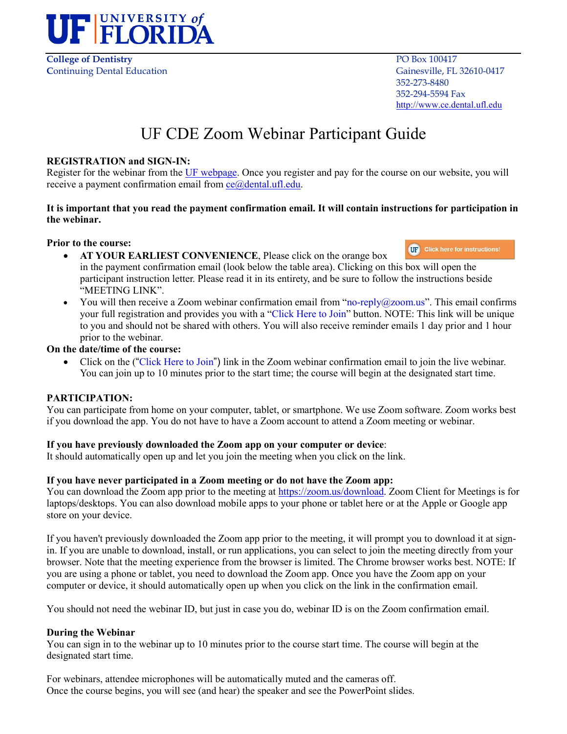**UNIVERSITY of FLORIDA**

**College of Dentistry**
Continuing Dental Education

PO Box 100417
Gainesville, FL 32610-0417
352-273-8480
352-294-5594 Fax
http://www.ce.dental.ufl.edu

# UF CDE Zoom Webinar Participant Guide

**REGISTRATION and SIGN-IN:**
Register for the webinar from the UF webpage. Once you register and pay for the course on our website, you will receive a payment confirmation email from ce@dental.ufl.edu.

**It is important that you read the payment confirmation email. It will contain instructions for participation in the webinar.**

**Prior to the course:**

- **AT YOUR EARLIEST CONVENIENCE**, Please click on the orange box (Click here for instructions!) in the payment confirmation email (look below the table area). Clicking on this box will open the participant instruction letter. Please read it in its entirety, and be sure to follow the instructions beside "MEETING LINK".
- You will then receive a Zoom webinar confirmation email from "no-reply@zoom.us". This email confirms your full registration and provides you with a "Click Here to Join" button. NOTE: This link will be unique to you and should not be shared with others. You will also receive reminder emails 1 day prior and 1 hour prior to the webinar.

**On the date/time of the course:**

- Click on the ("Click Here to Join") link in the Zoom webinar confirmation email to join the live webinar. You can join up to 10 minutes prior to the start time; the course will begin at the designated start time.

**PARTICIPATION:**
You can participate from home on your computer, tablet, or smartphone. We use Zoom software. Zoom works best if you download the app. You do not have to have a Zoom account to attend a Zoom meeting or webinar.

**If you have previously downloaded the Zoom app on your computer or device**:
It should automatically open up and let you join the meeting when you click on the link.

**If you have never participated in a Zoom meeting or do not have the Zoom app:**
You can download the Zoom app prior to the meeting at https://zoom.us/download. Zoom Client for Meetings is for laptops/desktops. You can also download mobile apps to your phone or tablet here or at the Apple or Google app store on your device.

If you haven't previously downloaded the Zoom app prior to the meeting, it will prompt you to download it at sign-in. If you are unable to download, install, or run applications, you can select to join the meeting directly from your browser. Note that the meeting experience from the browser is limited. The Chrome browser works best. NOTE: If you are using a phone or tablet, you need to download the Zoom app. Once you have the Zoom app on your computer or device, it should automatically open up when you click on the link in the confirmation email.

You should not need the webinar ID, but just in case you do, webinar ID is on the Zoom confirmation email.

**During the Webinar**
You can sign in to the webinar up to 10 minutes prior to the course start time. The course will begin at the designated start time.

For webinars, attendee microphones will be automatically muted and the cameras off.
Once the course begins, you will see (and hear) the speaker and see the PowerPoint slides.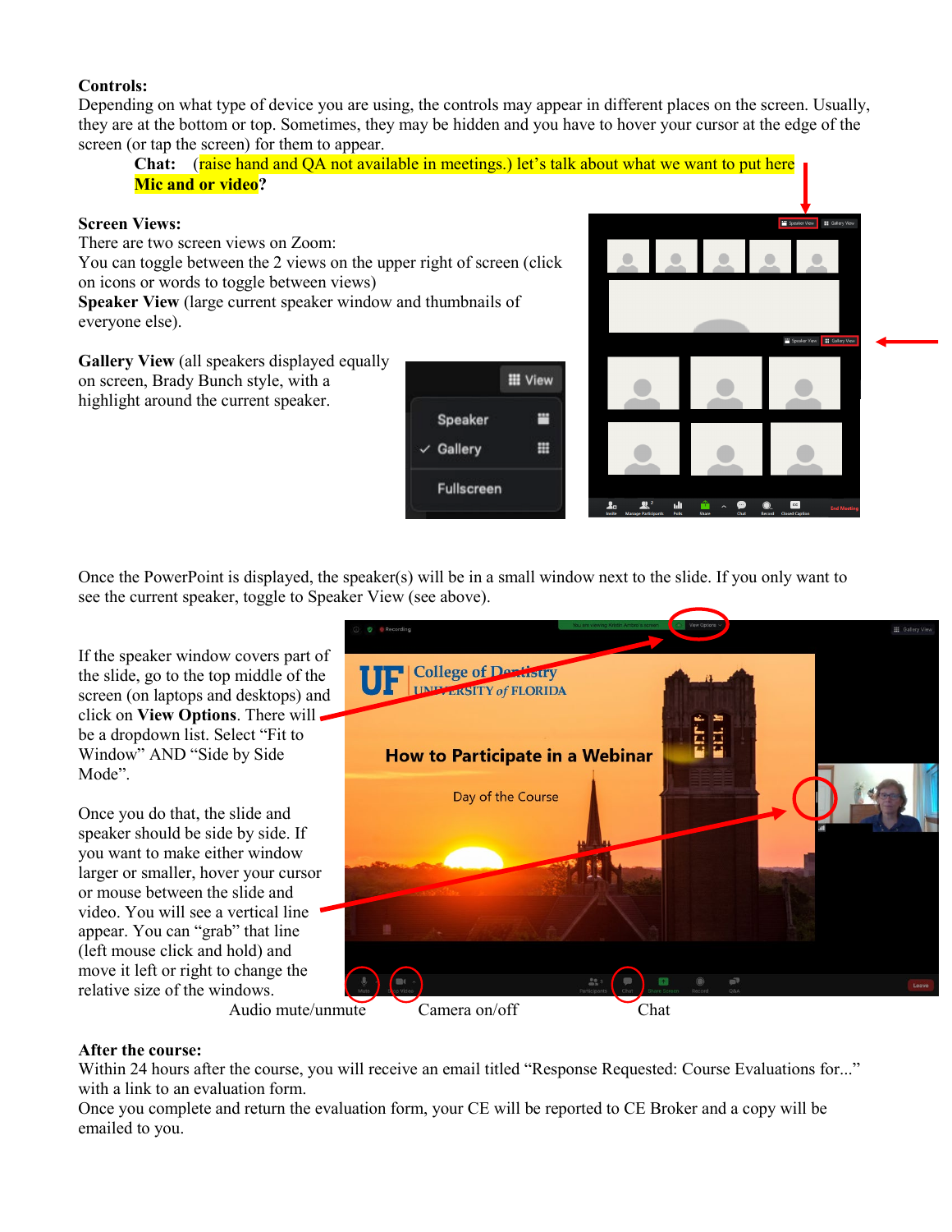**Controls:**
Depending on what type of device you are using, the controls may appear in different places on the screen. Usually, they are at the bottom or top. Sometimes, they may be hidden and you have to hover your cursor at the edge of the screen (or tap the screen) for them to appear.

**Chat:** (raise hand and QA not available in meetings.) let's talk about what we want to put here **Mic and or video**?

**Screen Views:**
There are two screen views on Zoom:
You can toggle between the 2 views on the upper right of screen (click on icons or words to toggle between views)
**Speaker View** (large current speaker window and thumbnails of everyone else).

**Gallery View** (all speakers displayed equally on screen, Brady Bunch style, with a highlight around the current speaker.

Once the PowerPoint is displayed, the speaker(s) will be in a small window next to the slide. If you only want to see the current speaker, toggle to Speaker View (see above).

If the speaker window covers part of the slide, go to the top middle of the screen (on laptops and desktops) and click on **View Options**. There will be a dropdown list. Select "Fit to Window" AND "Side by Side Mode".

Once you do that, the slide and speaker should be side by side. If you want to make either window larger or smaller, hover your cursor or mouse between the slide and video. You will see a vertical line appear. You can "grab" that line (left mouse click and hold) and move it left or right to change the relative size of the windows.

Audio mute/unmute     Camera on/off     Chat

**After the course:**
Within 24 hours after the course, you will receive an email titled "Response Requested: Course Evaluations for..." with a link to an evaluation form.
Once you complete and return the evaluation form, your CE will be reported to CE Broker and a copy will be emailed to you.